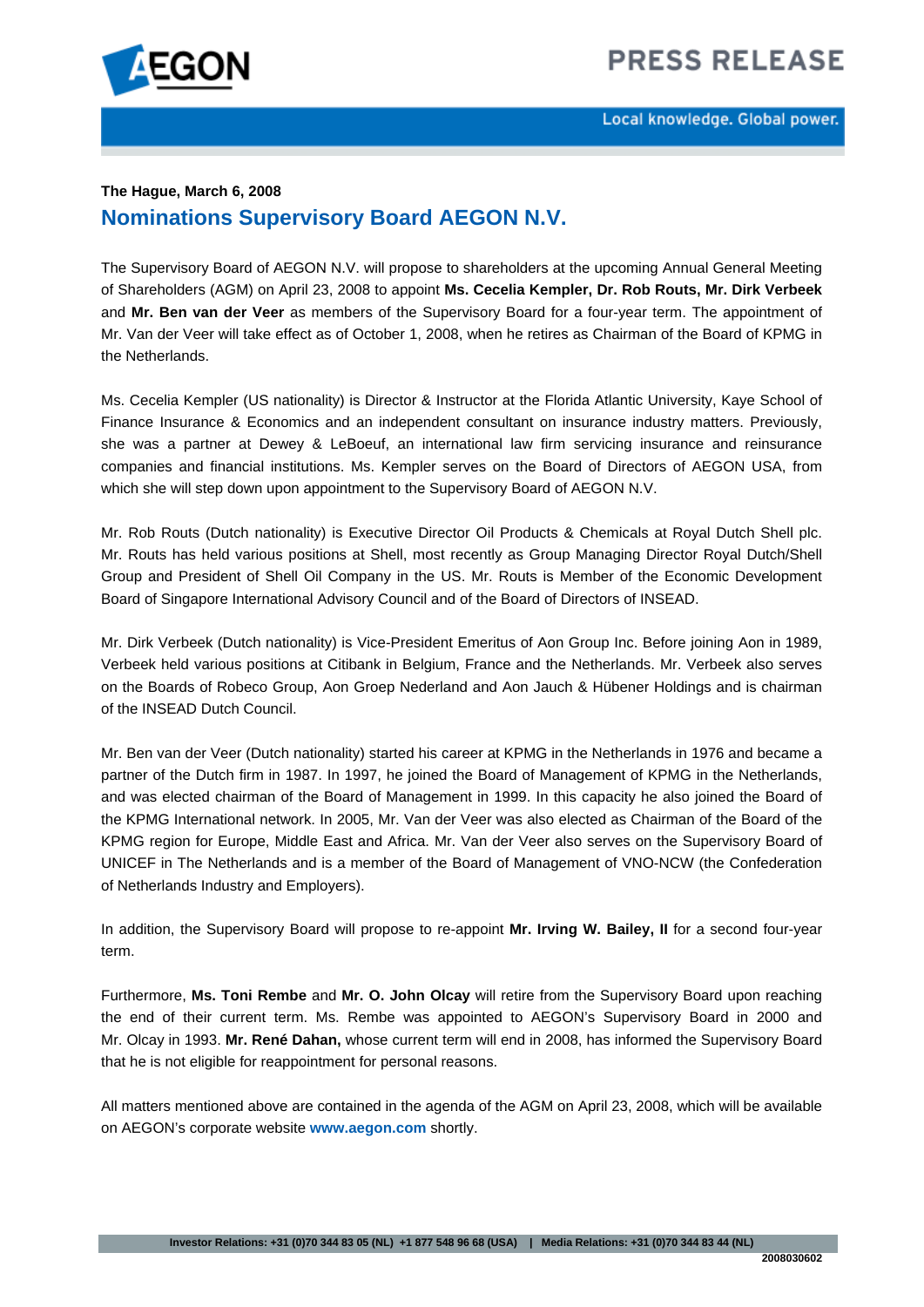**The Hague, March 6, 2008**

# Nominations Supervisory Board AEGON N.V.

The Supervisory Board of AEGON N.V. will propose to shareholders at the upcoming Annual General Meeting of Shareholders (AGM) on April 23, 2008 to appoint **Ms. Cecelia Kempler, Dr. Rob Routs, Mr. Dirk Verbeek** and **Mr. Ben van der Veer** as members of the Supervisory Board for a four-year term. The appointment of Mr. Van der Veer will take effect as of October 1, 2008, when he retires as Chairman of the Board of KPMG in the Netherlands.

Ms. Cecelia Kempler (US nationality) is Director & Instructor at the Florida Atlantic University, Kaye School of Finance Insurance & Economics and an independent consultant on insurance industry matters. Previously, she was a partner at Dewey & LeBoeuf, an international law firm servicing insurance and reinsurance companies and financial institutions. Ms. Kempler serves on the Board of Directors of AEGON USA, from which she will step down upon appointment to the Supervisory Board of AEGON N.V.

Mr. Rob Routs (Dutch nationality) is Executive Director Oil Products & Chemicals at Royal Dutch Shell plc. Mr. Routs has held various positions at Shell, most recently as Group Managing Director Royal Dutch/Shell Group and President of Shell Oil Company in the US. Mr. Routs is Member of the Economic Development Board of Singapore International Advisory Council and of the Board of Directors of INSEAD.

Mr. Dirk Verbeek (Dutch nationality) is Vice-President Emeritus of Aon Group Inc. Before joining Aon in 1989, Verbeek held various positions at Citibank in Belgium, France and the Netherlands. Mr. Verbeek also serves on the Boards of Robeco Group, Aon Groep Nederland and Aon Jauch & Hübener Holdings and is chairman of the INSEAD Dutch Council.

Mr. Ben van der Veer (Dutch nationality) started his career at KPMG in the Netherlands in 1976 and became a partner of the Dutch firm in 1987. In 1997, he joined the Board of Management of KPMG in the Netherlands, and was elected chairman of the Board of Management in 1999. In this capacity he also joined the Board of the KPMG International network. In 2005, Mr. Van der Veer was also elected as Chairman of the Board of the KPMG region for Europe, Middle East and Africa. Mr. Van der Veer also serves on the Supervisory Board of UNICEF in The Netherlands and is a member of the Board of Management of VNO-NCW (the Confederation of Netherlands Industry and Employers).

In addition, the Supervisory Board will propose to re-appoint **Mr. Irving W. Bailey, II** for a second four-year term.

Furthermore, **Ms. Toni Rembe** and **Mr. O. John Olcay** will retire from the Supervisory Board upon reaching the end of their current term. Ms. Rembe was appointed to AEGON's Supervisory Board in 2000 and Mr. Olcay in 1993. **Mr. René Dahan,** whose current term will end in 2008, has informed the Supervisory Board that he is not eligible for reappointment for personal reasons.

All matters mentioned above are contained in the agenda of the AGM on April 23, 2008, which will be available on AEGON's corporate website **www.aegon.com** shortly.

**Investor Relations: +31 (0)70 344 83 05 (NL) +1 877 548 96 68 (USA) | Media Relations: +31 (0)70 344 83 44 (NL)**

**2008030602**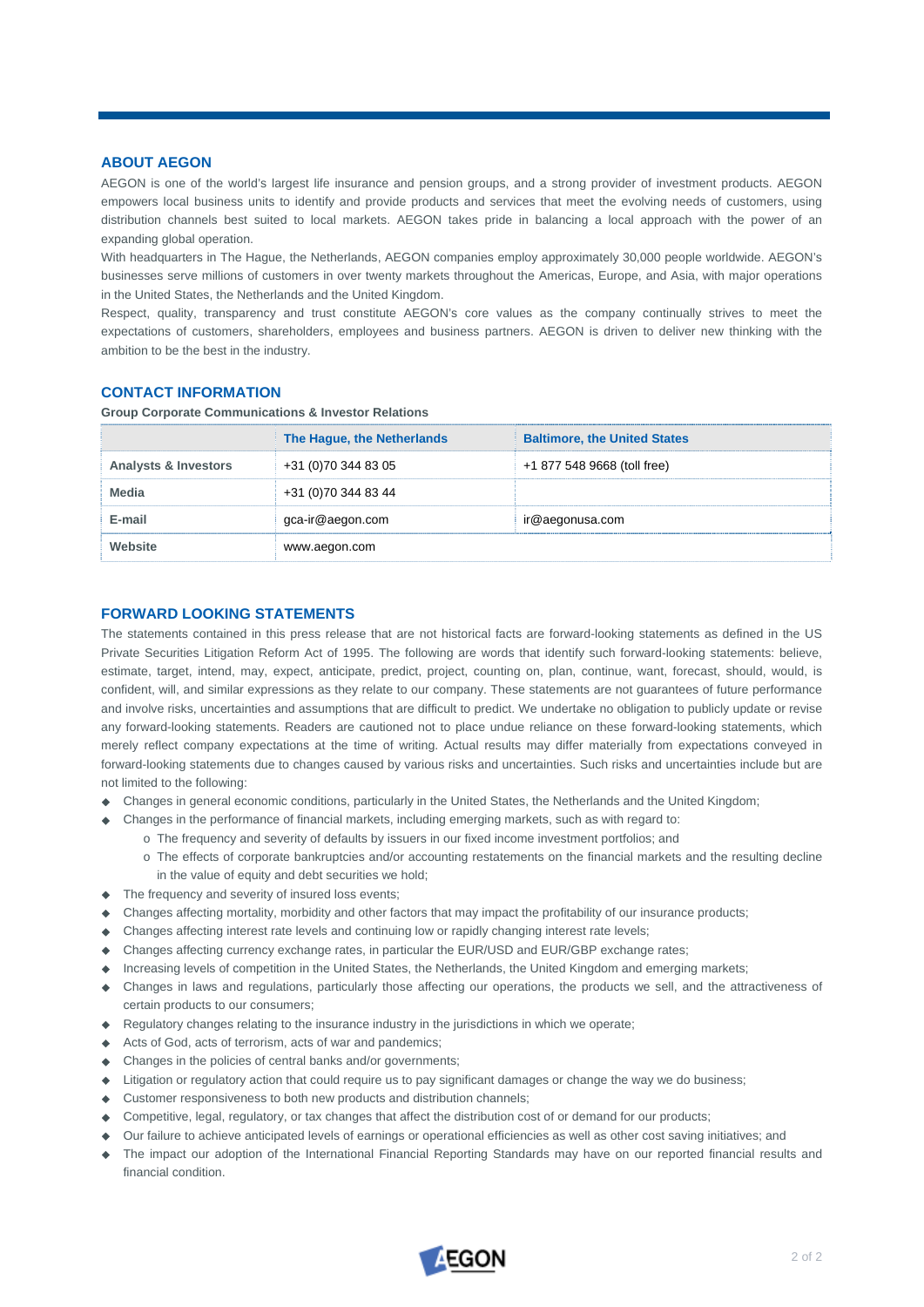## ABOUT AEGON

AEGON is one of the world's largest life insurance and pension groups, and a strong provider of investment products. AEGON empowers local business units to identify and provide products and services that meet the evolving needs of customers, using distribution channels best suited to local markets. AEGON takes pride in balancing a local approach with the power of an expanding global operation.

With headquarters in The Hague, the Netherlands, AEGON companies employ approximately 30,000 people worldwide. AEGON's businesses serve millions of customers in over twenty markets throughout the Americas, Europe, and Asia, with major operations in the United States, the Netherlands and the United Kingdom.

Respect, quality, transparency and trust constitute AEGON's core values as the company continually strives to meet the expectations of customers, shareholders, employees and business partners. AEGON is driven to deliver new thinking with the ambition to be the best in the industry.

## CONTACT INFORMATION

**Group Corporate Communications & Investor Relations**

| | The Hague, the Netherlands | Baltimore, the United States |
|---|---|---|
| **Analysts & Investors** | +31 (0)70 344 83 05 | +1 877 548 9668 (toll free) |
| **Media** | +31 (0)70 344 83 44 | |
| **E-mail** | gca-ir@aegon.com | ir@aegonusa.com |
| **Website** | www.aegon.com | |

## FORWARD LOOKING STATEMENTS

The statements contained in this press release that are not historical facts are forward-looking statements as defined in the US Private Securities Litigation Reform Act of 1995. The following are words that identify such forward-looking statements: believe, estimate, target, intend, may, expect, anticipate, predict, project, counting on, plan, continue, want, forecast, should, would, is confident, will, and similar expressions as they relate to our company. These statements are not guarantees of future performance and involve risks, uncertainties and assumptions that are difficult to predict. We undertake no obligation to publicly update or revise any forward-looking statements. Readers are cautioned not to place undue reliance on these forward-looking statements, which merely reflect company expectations at the time of writing. Actual results may differ materially from expectations conveyed in forward-looking statements due to changes caused by various risks and uncertainties. Such risks and uncertainties include but are not limited to the following:

- Changes in general economic conditions, particularly in the United States, the Netherlands and the United Kingdom;
- Changes in the performance of financial markets, including emerging markets, such as with regard to:
  - The frequency and severity of defaults by issuers in our fixed income investment portfolios; and
  - The effects of corporate bankruptcies and/or accounting restatements on the financial markets and the resulting decline in the value of equity and debt securities we hold;
- The frequency and severity of insured loss events;
- Changes affecting mortality, morbidity and other factors that may impact the profitability of our insurance products;
- Changes affecting interest rate levels and continuing low or rapidly changing interest rate levels;
- Changes affecting currency exchange rates, in particular the EUR/USD and EUR/GBP exchange rates;
- Increasing levels of competition in the United States, the Netherlands, the United Kingdom and emerging markets;
- Changes in laws and regulations, particularly those affecting our operations, the products we sell, and the attractiveness of certain products to our consumers;
- Regulatory changes relating to the insurance industry in the jurisdictions in which we operate;
- Acts of God, acts of terrorism, acts of war and pandemics;
- Changes in the policies of central banks and/or governments;
- Litigation or regulatory action that could require us to pay significant damages or change the way we do business;
- Customer responsiveness to both new products and distribution channels;
- Competitive, legal, regulatory, or tax changes that affect the distribution cost of or demand for our products;
- Our failure to achieve anticipated levels of earnings or operational efficiencies as well as other cost saving initiatives; and
- The impact our adoption of the International Financial Reporting Standards may have on our reported financial results and financial condition.